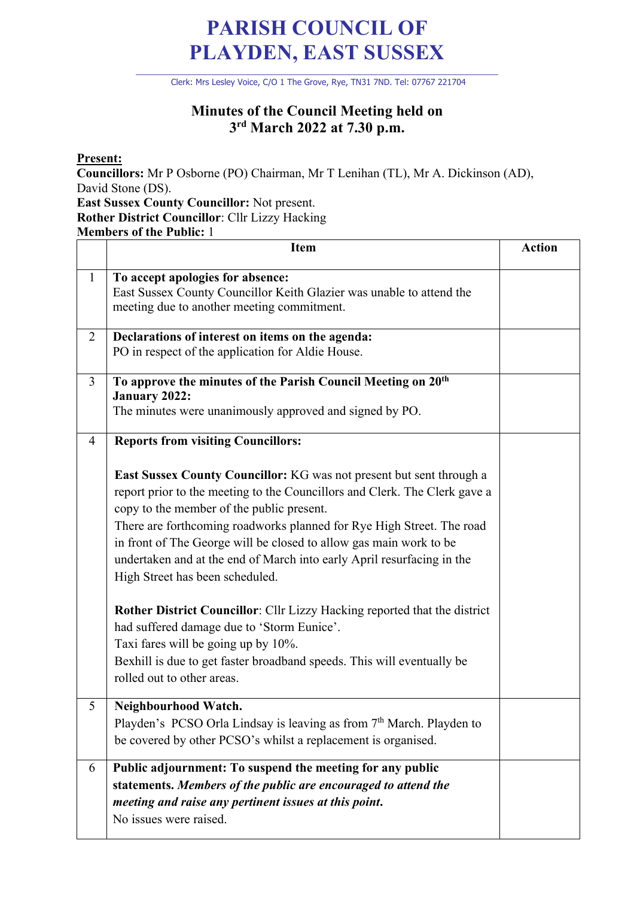# PARISH COUNCIL OF PLAYDEN, EAST SUSSEX

Clerk: Mrs Lesley Voice, C/O 1 The Grove, Rye, TN31 7ND. Tel: 07767 221704

## Minutes of the Council Meeting held on 3rd March 2022 at 7.30 p.m.

**Present:**
**Councillors:** Mr P Osborne (PO) Chairman, Mr T Lenihan (TL), Mr A. Dickinson (AD), David Stone (DS).
**East Sussex County Councillor:** Not present.
**Rother District Councillor**: Cllr Lizzy Hacking
**Members of the Public:** 1

| | Item | Action |
|---|---|---|
| 1 | **To accept apologies for absence:**<br>East Sussex County Councillor Keith Glazier was unable to attend the meeting due to another meeting commitment. | |
| 2 | **Declarations of interest on items on the agenda:**<br>PO in respect of the application for Aldie House. | |
| 3 | **To approve the minutes of the Parish Council Meeting on 20th January 2022:**<br>The minutes were unanimously approved and signed by PO. | |
| 4 | **Reports from visiting Councillors:**<br><br>**East Sussex County Councillor:** KG was not present but sent through a report prior to the meeting to the Councillors and Clerk. The Clerk gave a copy to the member of the public present.<br>There are forthcoming roadworks planned for Rye High Street. The road in front of The George will be closed to allow gas main work to be undertaken and at the end of March into early April resurfacing in the High Street has been scheduled.<br><br>**Rother District Councillor**: Cllr Lizzy Hacking reported that the district had suffered damage due to 'Storm Eunice'.<br>Taxi fares will be going up by 10%.<br>Bexhill is due to get faster broadband speeds. This will eventually be rolled out to other areas. | |
| 5 | **Neighbourhood Watch.**<br>Playden's PCSO Orla Lindsay is leaving as from 7th March. Playden to be covered by other PCSO's whilst a replacement is organised. | |
| 6 | **Public adjournment: To suspend the meeting for any public statements.** ***Members of the public are encouraged to attend the meeting and raise any pertinent issues at this point.***<br>No issues were raised. | |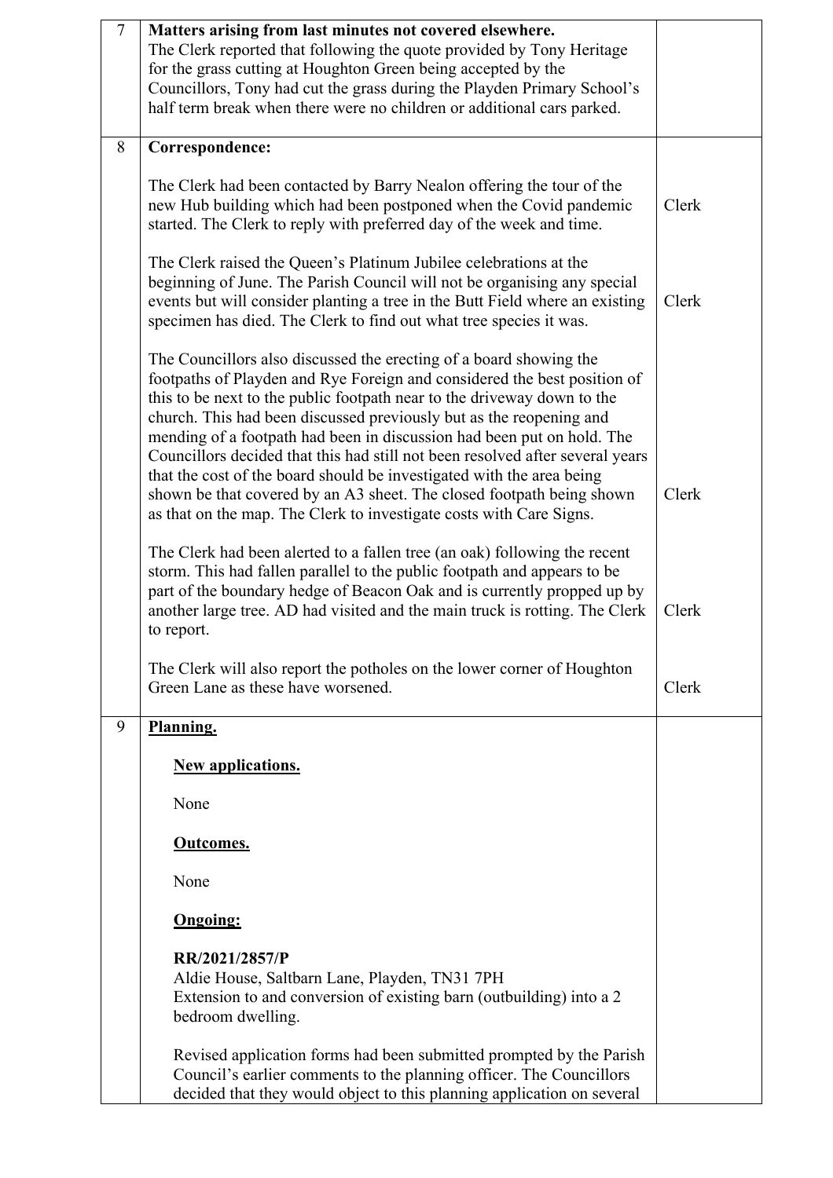| | | |
|---|---|---|
| 7 | **Matters arising from last minutes not covered elsewhere.**<br>The Clerk reported that following the quote provided by Tony Heritage for the grass cutting at Houghton Green being accepted by the Councillors, Tony had cut the grass during the Playden Primary School's half term break when there were no children or additional cars parked. | |
| 8 | **Correspondence:**<br><br>The Clerk had been contacted by Barry Nealon offering the tour of the new Hub building which had been postponed when the Covid pandemic started. The Clerk to reply with preferred day of the week and time.<br><br>The Clerk raised the Queen's Platinum Jubilee celebrations at the beginning of June. The Parish Council will not be organising any special events but will consider planting a tree in the Butt Field where an existing specimen has died. The Clerk to find out what tree species it was.<br><br>The Councillors also discussed the erecting of a board showing the footpaths of Playden and Rye Foreign and considered the best position of this to be next to the public footpath near to the driveway down to the church. This had been discussed previously but as the reopening and mending of a footpath had been in discussion had been put on hold. The Councillors decided that this had still not been resolved after several years that the cost of the board should be investigated with the area being shown be that covered by an A3 sheet. The closed footpath being shown as that on the map. The Clerk to investigate costs with Care Signs.<br><br>The Clerk had been alerted to a fallen tree (an oak) following the recent storm. This had fallen parallel to the public footpath and appears to be part of the boundary hedge of Beacon Oak and is currently propped up by another large tree. AD had visited and the main truck is rotting. The Clerk to report.<br><br>The Clerk will also report the potholes on the lower corner of Houghton Green Lane as these have worsened. | Clerk<br><br>Clerk<br><br>Clerk<br><br>Clerk<br><br>Clerk |
| 9 | **Planning.**<br><br>**New applications.**<br><br>None<br><br>**Outcomes.**<br><br>None<br><br>**Ongoing:**<br><br>**RR/2021/2857/P**<br>Aldie House, Saltbarn Lane, Playden, TN31 7PH<br>Extension to and conversion of existing barn (outbuilding) into a 2 bedroom dwelling.<br><br>Revised application forms had been submitted prompted by the Parish Council's earlier comments to the planning officer. The Councillors decided that they would object to this planning application on several | |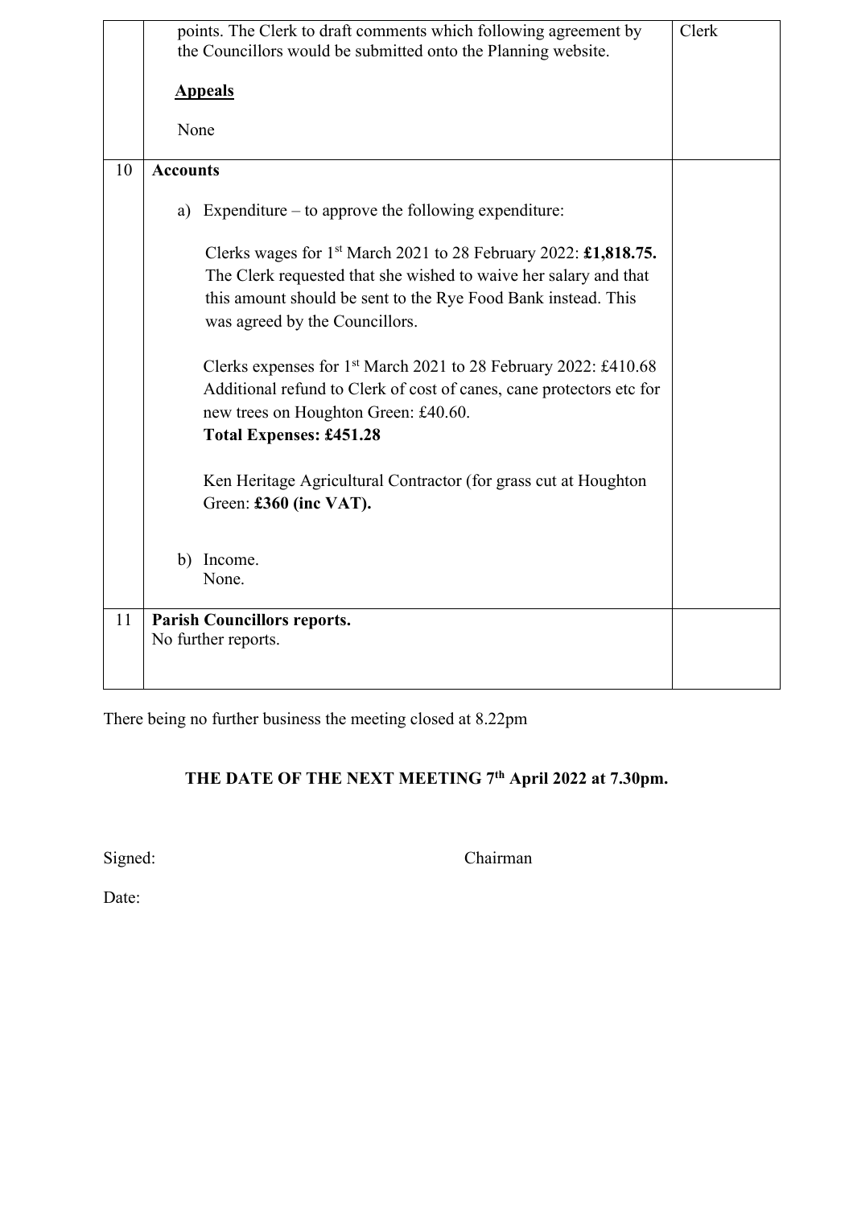| | | |
|---|---|---|
| | points. The Clerk to draft comments which following agreement by the Councillors would be submitted onto the Planning website.<br><br>**Appeals**<br><br>None | Clerk |
| 10 | **Accounts**<br><br>a) Expenditure – to approve the following expenditure:<br><br>Clerks wages for 1st March 2021 to 28 February 2022: **£1,818.75.** The Clerk requested that she wished to waive her salary and that this amount should be sent to the Rye Food Bank instead. This was agreed by the Councillors.<br><br>Clerks expenses for 1st March 2021 to 28 February 2022: £410.68 Additional refund to Clerk of cost of canes, cane protectors etc for new trees on Houghton Green: £40.60.<br>**Total Expenses: £451.28**<br><br>Ken Heritage Agricultural Contractor (for grass cut at Houghton Green: **£360 (inc VAT).**<br><br>b) Income.<br>None. | |
| 11 | **Parish Councillors reports.**<br>No further reports. | |

There being no further business the meeting closed at 8.22pm

**THE DATE OF THE NEXT MEETING 7th April 2022 at 7.30pm.**

Signed: Chairman

Date: